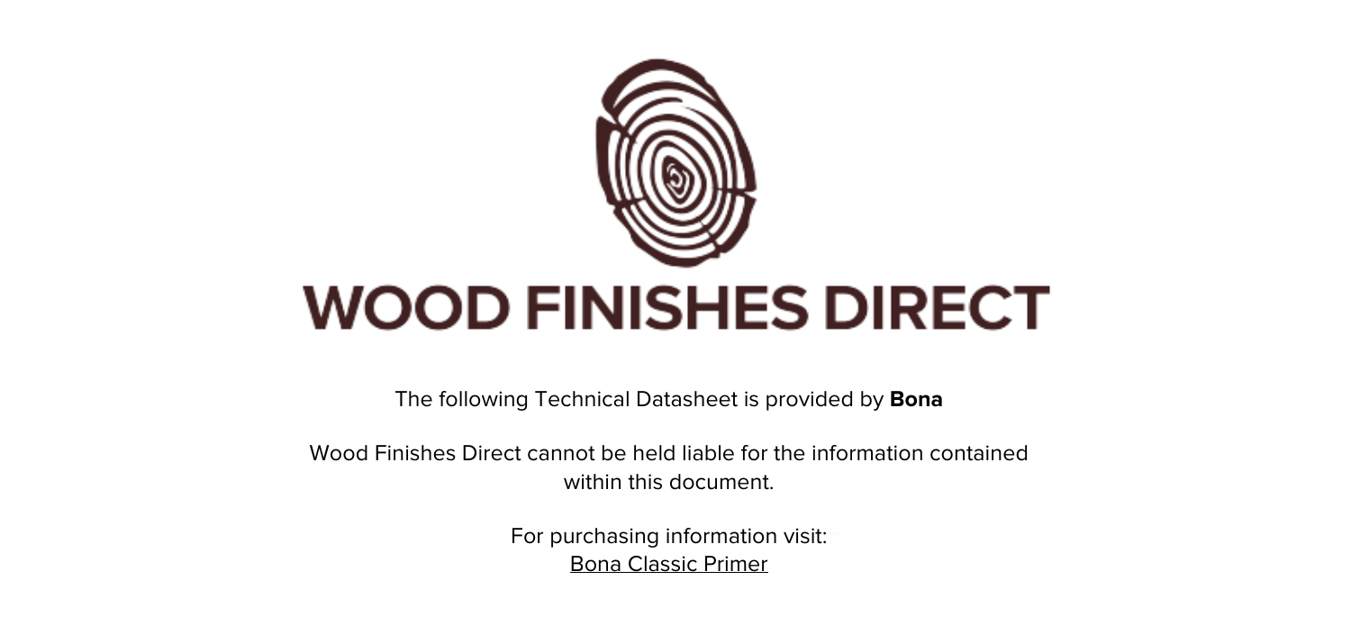# WOOD FINISHES DIRECT

The following Technical Datasheet is provided by **Bona**

Wood Finishes Direct cannot be held liable for the information contained within this document.

For purchasing information visit:
Bona Classic Primer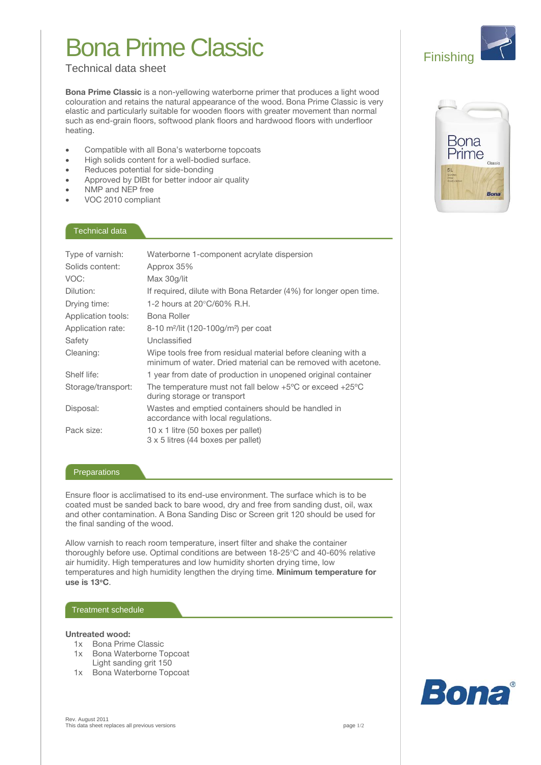# Bona Prime Classic

Technical data sheet

Finishing

**Bona Prime Classic** is a non-yellowing waterborne primer that produces a light wood colouration and retains the natural appearance of the wood. Bona Prime Classic is very elastic and particularly suitable for wooden floors with greater movement than normal such as end-grain floors, softwood plank floors and hardwood floors with underfloor heating.

- Compatible with all Bona's waterborne topcoats
- High solids content for a well-bodied surface.
- Reduces potential for side-bonding
- Approved by DIBt for better indoor air quality
- NMP and NEP free
- VOC 2010 compliant

## Technical data

| | |
|---|---|
| Type of varnish: | Waterborne 1-component acrylate dispersion |
| Solids content: | Approx 35% |
| VOC: | Max 30g/lit |
| Dilution: | If required, dilute with Bona Retarder (4%) for longer open time. |
| Drying time: | 1-2 hours at 20°C/60% R.H. |
| Application tools: | Bona Roller |
| Application rate: | 8-10 m²/lit (120-100g/m²) per coat |
| Safety | Unclassified |
| Cleaning: | Wipe tools free from residual material before cleaning with a minimum of water. Dried material can be removed with acetone. |
| Shelf life: | 1 year from date of production in unopened original container |
| Storage/transport: | The temperature must not fall below +5°C or exceed +25°C during storage or transport |
| Disposal: | Wastes and emptied containers should be handled in accordance with local regulations. |
| Pack size: | 10 x 1 litre (50 boxes per pallet)<br>3 x 5 litres (44 boxes per pallet) |

## Preparations

Ensure floor is acclimatised to its end-use environment. The surface which is to be coated must be sanded back to bare wood, dry and free from sanding dust, oil, wax and other contamination. A Bona Sanding Disc or Screen grit 120 should be used for the final sanding of the wood.

Allow varnish to reach room temperature, insert filter and shake the container thoroughly before use. Optimal conditions are between 18-25°C and 40-60% relative air humidity. High temperatures and low humidity shorten drying time, low temperatures and high humidity lengthen the drying time. **Minimum temperature for use is 13°C**.

## Treatment schedule

**Untreated wood:**

1x Bona Prime Classic
1x Bona Waterborne Topcoat
Light sanding grit 150
1x Bona Waterborne Topcoat

Rev. August 2011
This data sheet replaces all previous versions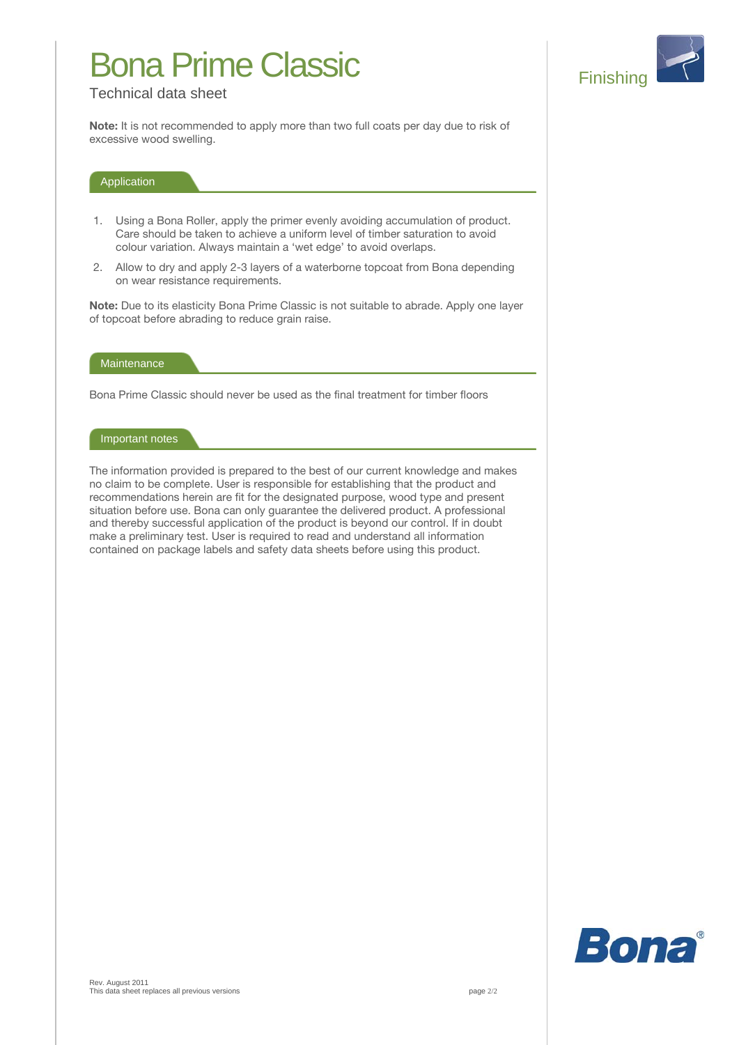# Bona Prime Classic

Technical data sheet

Finishing

**Note:** It is not recommended to apply more than two full coats per day due to risk of excessive wood swelling.

## Application

1. Using a Bona Roller, apply the primer evenly avoiding accumulation of product. Care should be taken to achieve a uniform level of timber saturation to avoid colour variation. Always maintain a 'wet edge' to avoid overlaps.
2. Allow to dry and apply 2-3 layers of a waterborne topcoat from Bona depending on wear resistance requirements.

**Note:** Due to its elasticity Bona Prime Classic is not suitable to abrade. Apply one layer of topcoat before abrading to reduce grain raise.

## Maintenance

Bona Prime Classic should never be used as the final treatment for timber floors

## Important notes

The information provided is prepared to the best of our current knowledge and makes no claim to be complete. User is responsible for establishing that the product and recommendations herein are fit for the designated purpose, wood type and present situation before use. Bona can only guarantee the delivered product. A professional and thereby successful application of the product is beyond our control. If in doubt make a preliminary test. User is required to read and understand all information contained on package labels and safety data sheets before using this product.

Rev. August 2011
This data sheet replaces all previous versions